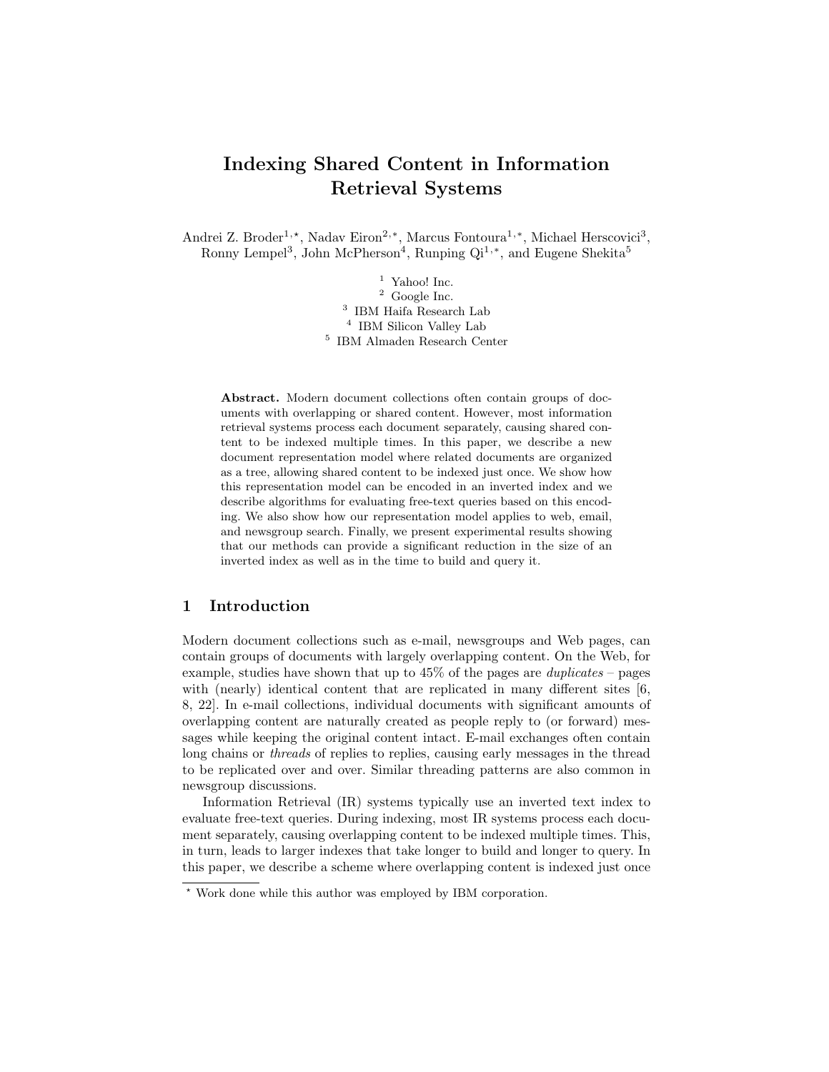# Indexing Shared Content in Information Retrieval Systems

Andrei Z. Broder[1,⋆], Nadav Eiron[2,⋆], Marcus Fontoura[1,⋆], Michael Herscovici[3], Ronny Lempel[3], John McPherson[4], Runping Qi[1,⋆], and Eugene Shekita[5]

[1] Yahoo! Inc.
[2] Google Inc.
[3] IBM Haifa Research Lab
[4] IBM Silicon Valley Lab
[5] IBM Almaden Research Center

**Abstract.** Modern document collections often contain groups of documents with overlapping or shared content. However, most information retrieval systems process each document separately, causing shared content to be indexed multiple times. In this paper, we describe a new document representation model where related documents are organized as a tree, allowing shared content to be indexed just once. We show how this representation model can be encoded in an inverted index and we describe algorithms for evaluating free-text queries based on this encoding. We also show how our representation model applies to web, email, and newsgroup search. Finally, we present experimental results showing that our methods can provide a significant reduction in the size of an inverted index as well as in the time to build and query it.

## 1 Introduction

Modern document collections such as e-mail, newsgroups and Web pages, can contain groups of documents with largely overlapping content. On the Web, for example, studies have shown that up to 45% of the pages are *duplicates* – pages with (nearly) identical content that are replicated in many different sites [6, 8, 22]. In e-mail collections, individual documents with significant amounts of overlapping content are naturally created as people reply to (or forward) messages while keeping the original content intact. E-mail exchanges often contain long chains or *threads* of replies to replies, causing early messages in the thread to be replicated over and over. Similar threading patterns are also common in newsgroup discussions.

Information Retrieval (IR) systems typically use an inverted text index to evaluate free-text queries. During indexing, most IR systems process each document separately, causing overlapping content to be indexed multiple times. This, in turn, leads to larger indexes that take longer to build and longer to query. In this paper, we describe a scheme where overlapping content is indexed just once

⋆ Work done while this author was employed by IBM corporation.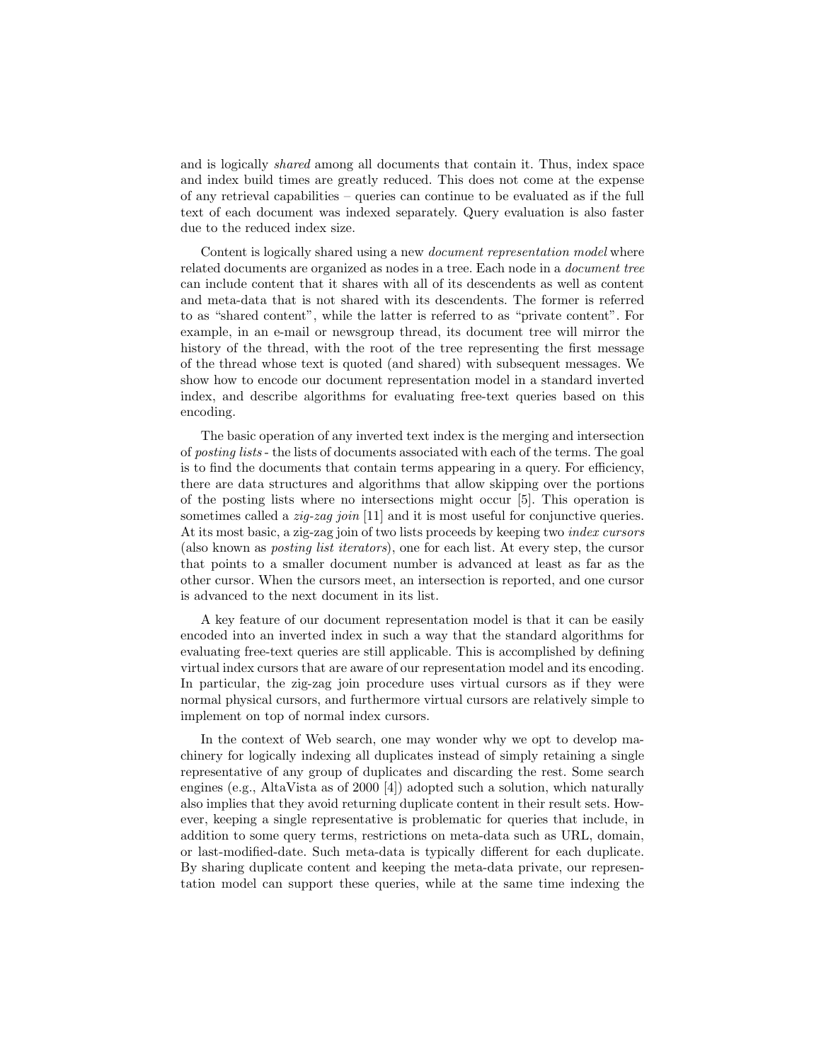and is logically *shared* among all documents that contain it. Thus, index space and index build times are greatly reduced. This does not come at the expense of any retrieval capabilities – queries can continue to be evaluated as if the full text of each document was indexed separately. Query evaluation is also faster due to the reduced index size.

Content is logically shared using a new *document representation model* where related documents are organized as nodes in a tree. Each node in a *document tree* can include content that it shares with all of its descendents as well as content and meta-data that is not shared with its descendents. The former is referred to as "shared content", while the latter is referred to as "private content". For example, in an e-mail or newsgroup thread, its document tree will mirror the history of the thread, with the root of the tree representing the first message of the thread whose text is quoted (and shared) with subsequent messages. We show how to encode our document representation model in a standard inverted index, and describe algorithms for evaluating free-text queries based on this encoding.

The basic operation of any inverted text index is the merging and intersection of *posting lists* - the lists of documents associated with each of the terms. The goal is to find the documents that contain terms appearing in a query. For efficiency, there are data structures and algorithms that allow skipping over the portions of the posting lists where no intersections might occur [5]. This operation is sometimes called a *zig-zag join* [11] and it is most useful for conjunctive queries. At its most basic, a zig-zag join of two lists proceeds by keeping two *index cursors* (also known as *posting list iterators*), one for each list. At every step, the cursor that points to a smaller document number is advanced at least as far as the other cursor. When the cursors meet, an intersection is reported, and one cursor is advanced to the next document in its list.

A key feature of our document representation model is that it can be easily encoded into an inverted index in such a way that the standard algorithms for evaluating free-text queries are still applicable. This is accomplished by defining virtual index cursors that are aware of our representation model and its encoding. In particular, the zig-zag join procedure uses virtual cursors as if they were normal physical cursors, and furthermore virtual cursors are relatively simple to implement on top of normal index cursors.

In the context of Web search, one may wonder why we opt to develop machinery for logically indexing all duplicates instead of simply retaining a single representative of any group of duplicates and discarding the rest. Some search engines (e.g., AltaVista as of 2000 [4]) adopted such a solution, which naturally also implies that they avoid returning duplicate content in their result sets. However, keeping a single representative is problematic for queries that include, in addition to some query terms, restrictions on meta-data such as URL, domain, or last-modified-date. Such meta-data is typically different for each duplicate. By sharing duplicate content and keeping the meta-data private, our representation model can support these queries, while at the same time indexing the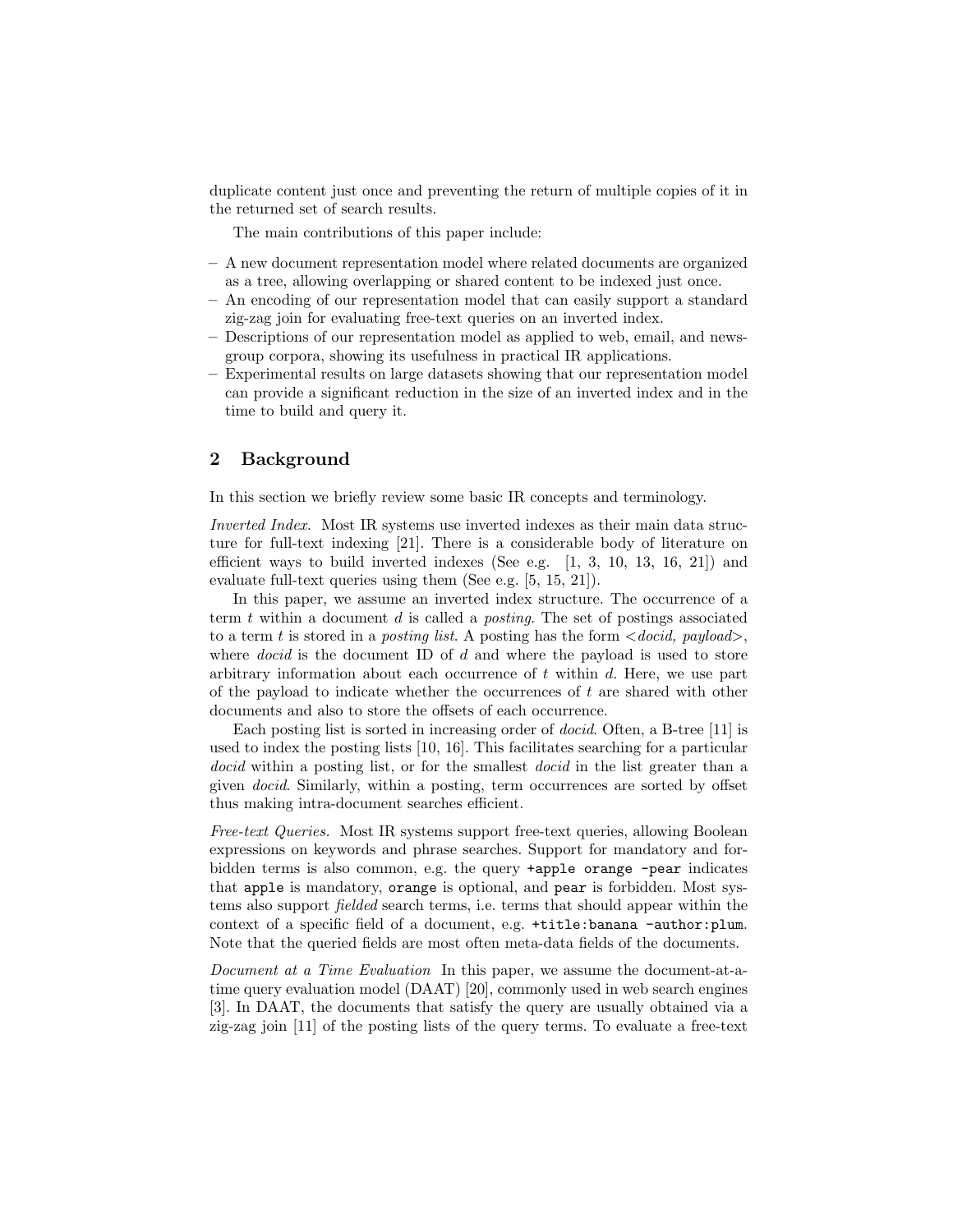duplicate content just once and preventing the return of multiple copies of it in the returned set of search results.

The main contributions of this paper include:

- A new document representation model where related documents are organized as a tree, allowing overlapping or shared content to be indexed just once.
- An encoding of our representation model that can easily support a standard zig-zag join for evaluating free-text queries on an inverted index.
- Descriptions of our representation model as applied to web, email, and newsgroup corpora, showing its usefulness in practical IR applications.
- Experimental results on large datasets showing that our representation model can provide a significant reduction in the size of an inverted index and in the time to build and query it.

## 2 Background

In this section we briefly review some basic IR concepts and terminology.

*Inverted Index.* Most IR systems use inverted indexes as their main data structure for full-text indexing [21]. There is a considerable body of literature on efficient ways to build inverted indexes (See e.g. [1, 3, 10, 13, 16, 21]) and evaluate full-text queries using them (See e.g. [5, 15, 21]).

In this paper, we assume an inverted index structure. The occurrence of a term $t$ within a document $d$ is called a *posting*. The set of postings associated to a term $t$ is stored in a *posting list*. A posting has the form <*docid, payload*>, where *docid* is the document ID of $d$ and where the payload is used to store arbitrary information about each occurrence of $t$ within $d$. Here, we use part of the payload to indicate whether the occurrences of $t$ are shared with other documents and also to store the offsets of each occurrence.

Each posting list is sorted in increasing order of *docid*. Often, a B-tree [11] is used to index the posting lists [10, 16]. This facilitates searching for a particular *docid* within a posting list, or for the smallest *docid* in the list greater than a given *docid*. Similarly, within a posting, term occurrences are sorted by offset thus making intra-document searches efficient.

*Free-text Queries.* Most IR systems support free-text queries, allowing Boolean expressions on keywords and phrase searches. Support for mandatory and forbidden terms is also common, e.g. the query `+apple orange -pear` indicates that `apple` is mandatory, `orange` is optional, and `pear` is forbidden. Most systems also support *fielded* search terms, i.e. terms that should appear within the context of a specific field of a document, e.g. `+title:banana -author:plum`. Note that the queried fields are most often meta-data fields of the documents.

*Document at a Time Evaluation* In this paper, we assume the document-at-a-time query evaluation model (DAAT) [20], commonly used in web search engines [3]. In DAAT, the documents that satisfy the query are usually obtained via a zig-zag join [11] of the posting lists of the query terms. To evaluate a free-text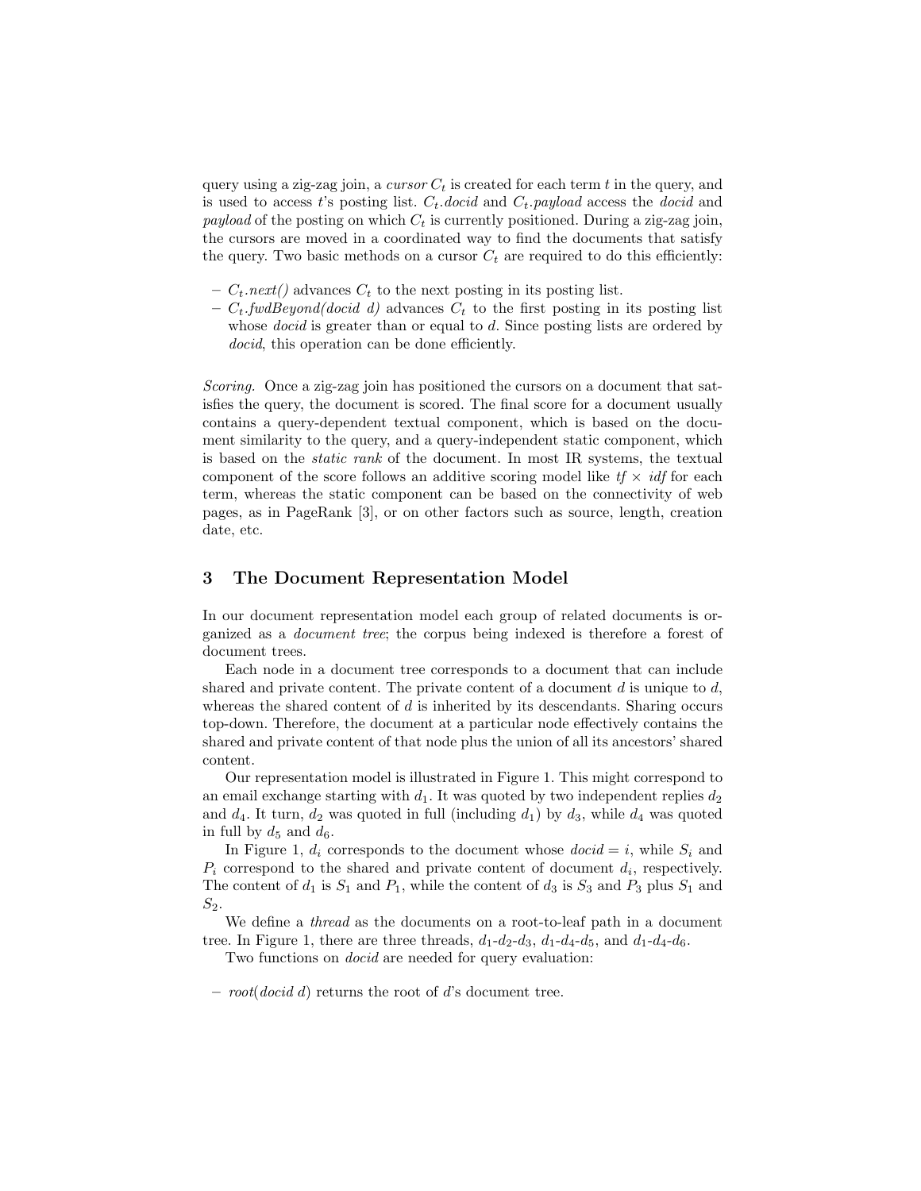query using a zig-zag join, a *cursor* $C_t$ is created for each term $t$ in the query, and is used to access $t$'s posting list. $C_t$.*docid* and $C_t$.*payload* access the *docid* and *payload* of the posting on which $C_t$ is currently positioned. During a zig-zag join, the cursors are moved in a coordinated way to find the documents that satisfy the query. Two basic methods on a cursor $C_t$ are required to do this efficiently:

- $C_t$.*next()* advances $C_t$ to the next posting in its posting list.
- $C_t$.*fwdBeyond(docid d)* advances $C_t$ to the first posting in its posting list whose *docid* is greater than or equal to $d$. Since posting lists are ordered by *docid*, this operation can be done efficiently.

*Scoring.* Once a zig-zag join has positioned the cursors on a document that satisfies the query, the document is scored. The final score for a document usually contains a query-dependent textual component, which is based on the document similarity to the query, and a query-independent static component, which is based on the *static rank* of the document. In most IR systems, the textual component of the score follows an additive scoring model like $tf \times idf$ for each term, whereas the static component can be based on the connectivity of web pages, as in PageRank [3], or on other factors such as source, length, creation date, etc.

## 3 The Document Representation Model

In our document representation model each group of related documents is organized as a *document tree*; the corpus being indexed is therefore a forest of document trees.

Each node in a document tree corresponds to a document that can include shared and private content. The private content of a document $d$ is unique to $d$, whereas the shared content of $d$ is inherited by its descendants. Sharing occurs top-down. Therefore, the document at a particular node effectively contains the shared and private content of that node plus the union of all its ancestors' shared content.

Our representation model is illustrated in Figure 1. This might correspond to an email exchange starting with $d_1$. It was quoted by two independent replies $d_2$ and $d_4$. It turn, $d_2$ was quoted in full (including $d_1$) by $d_3$, while $d_4$ was quoted in full by $d_5$ and $d_6$.

In Figure 1, $d_i$ corresponds to the document whose $docid = i$, while $S_i$ and $P_i$ correspond to the shared and private content of document $d_i$, respectively. The content of $d_1$ is $S_1$ and $P_1$, while the content of $d_3$ is $S_3$ and $P_3$ plus $S_1$ and $S_2$.

We define a *thread* as the documents on a root-to-leaf path in a document tree. In Figure 1, there are three threads, $d_1$-$d_2$-$d_3$, $d_1$-$d_4$-$d_5$, and $d_1$-$d_4$-$d_6$.

Two functions on *docid* are needed for query evaluation:

- *root*(*docid d*) returns the root of $d$'s document tree.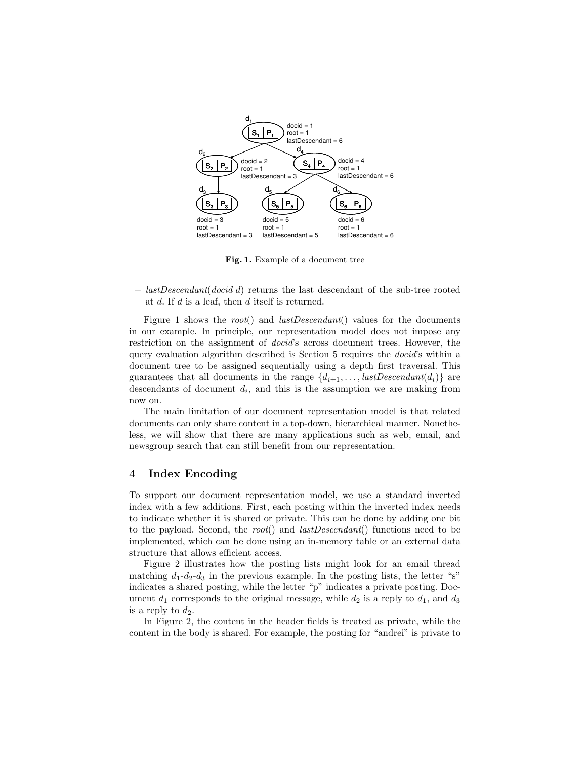Fig. 1. Example of a document tree

– *lastDescendant*(*docid* $d$) returns the last descendant of the sub-tree rooted at $d$. If $d$ is a leaf, then $d$ itself is returned.

Figure 1 shows the *root*() and *lastDescendant*() values for the documents in our example. In principle, our representation model does not impose any restriction on the assignment of *docid*'s across document trees. However, the query evaluation algorithm described is Section 5 requires the *docid*'s within a document tree to be assigned sequentially using a depth first traversal. This guarantees that all documents in the range $\{d_{i+1}, \ldots, lastDescendant(d_i)\}$ are descendants of document $d_i$, and this is the assumption we are making from now on.

The main limitation of our document representation model is that related documents can only share content in a top-down, hierarchical manner. Nonetheless, we will show that there are many applications such as web, email, and newsgroup search that can still benefit from our representation.

## 4 Index Encoding

To support our document representation model, we use a standard inverted index with a few additions. First, each posting within the inverted index needs to indicate whether it is shared or private. This can be done by adding one bit to the payload. Second, the *root*() and *lastDescendant*() functions need to be implemented, which can be done using an in-memory table or an external data structure that allows efficient access.

Figure 2 illustrates how the posting lists might look for an email thread matching $d_1$-$d_2$-$d_3$ in the previous example. In the posting lists, the letter "s" indicates a shared posting, while the letter "p" indicates a private posting. Document $d_1$ corresponds to the original message, while $d_2$ is a reply to $d_1$, and $d_3$ is a reply to $d_2$.

In Figure 2, the content in the header fields is treated as private, while the content in the body is shared. For example, the posting for "andrei" is private to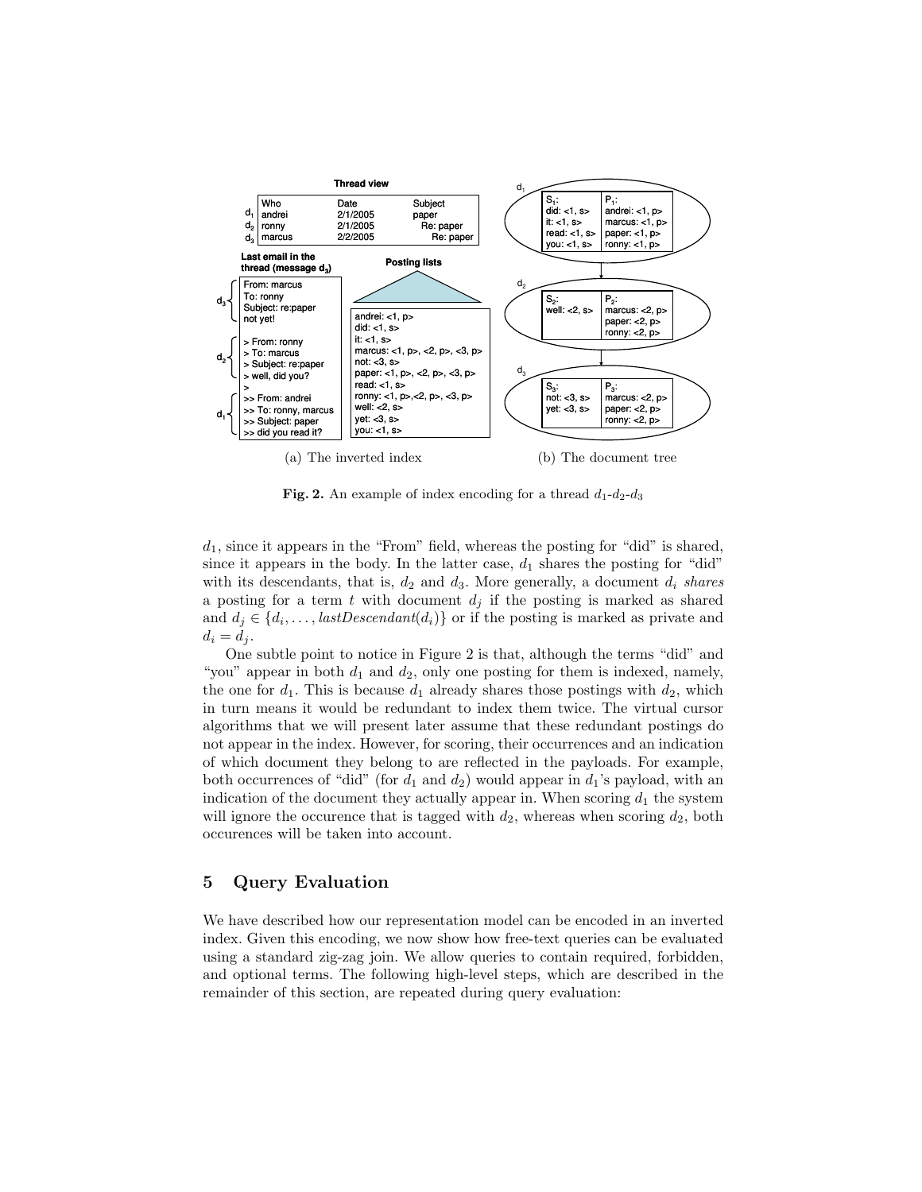**Thread view**

| | Who | Date | Subject |
|---|---|---|---|
| $d_1$ | andrei | 2/1/2005 | paper |
| $d_2$ | ronny | 2/1/2005 | Re: paper |
| $d_3$ | marcus | 2/2/2005 | Re: paper |

**Last email in the thread (message $d_3$)**

```
d3 { From: marcus
     To: ronny
     Subject: re:paper
     not yet!

d2 { > From: ronny
     > To: marcus
     > Subject: re:paper
     > well, did you?
     >
d1 { >> From: andrei
     >> To: ronny, marcus
     >> Subject: paper
     >> did you read it?
```

**Posting lists**

```
andrei: <1, p>
did: <1, s>
it: <1, s>
marcus: <1, p>, <2, p>, <3, p>
not: <3, s>
paper: <1, p>, <2, p>, <3, p>
read: <1, s>
ronny: <1, p>,<2, p>, <3, p>
well: <2, s>
yet: <3, s>
you: <1, s>
```

(a) The inverted index

```
d1: S1: did: <1, s>  it: <1, s>  read: <1, s>  you: <1, s>
    P1: andrei: <1, p>  marcus: <1, p>  paper: <1, p>  ronny: <1, p>
 |
d2: S2: well: <2, s>
    P2: marcus: <2, p>  paper: <2, p>  ronny: <2, p>
 |
d3: S3: not: <3, s>  yet: <3, s>
    P3: marcus: <2, p>  paper: <2, p>  ronny: <2, p>
```

(b) The document tree

**Fig. 2.** An example of index encoding for a thread $d_1$-$d_2$-$d_3$

$d_1$, since it appears in the "From" field, whereas the posting for "did" is shared, since it appears in the body. In the latter case, $d_1$ shares the posting for "did" with its descendants, that is, $d_2$ and $d_3$. More generally, a document $d_i$ *shares* a posting for a term $t$ with document $d_j$ if the posting is marked as shared and $d_j \in \{d_i, \ldots, lastDescendant(d_i)\}$ or if the posting is marked as private and $d_i = d_j$.

One subtle point to notice in Figure 2 is that, although the terms "did" and "you" appear in both $d_1$ and $d_2$, only one posting for them is indexed, namely, the one for $d_1$. This is because $d_1$ already shares those postings with $d_2$, which in turn means it would be redundant to index them twice. The virtual cursor algorithms that we will present later assume that these redundant postings do not appear in the index. However, for scoring, their occurrences and an indication of which document they belong to are reflected in the payloads. For example, both occurrences of "did" (for $d_1$ and $d_2$) would appear in $d_1$'s payload, with an indication of the document they actually appear in. When scoring $d_1$ the system will ignore the occurence that is tagged with $d_2$, whereas when scoring $d_2$, both occurences will be taken into account.

## 5 Query Evaluation

We have described how our representation model can be encoded in an inverted index. Given this encoding, we now show how free-text queries can be evaluated using a standard zig-zag join. We allow queries to contain required, forbidden, and optional terms. The following high-level steps, which are described in the remainder of this section, are repeated during query evaluation: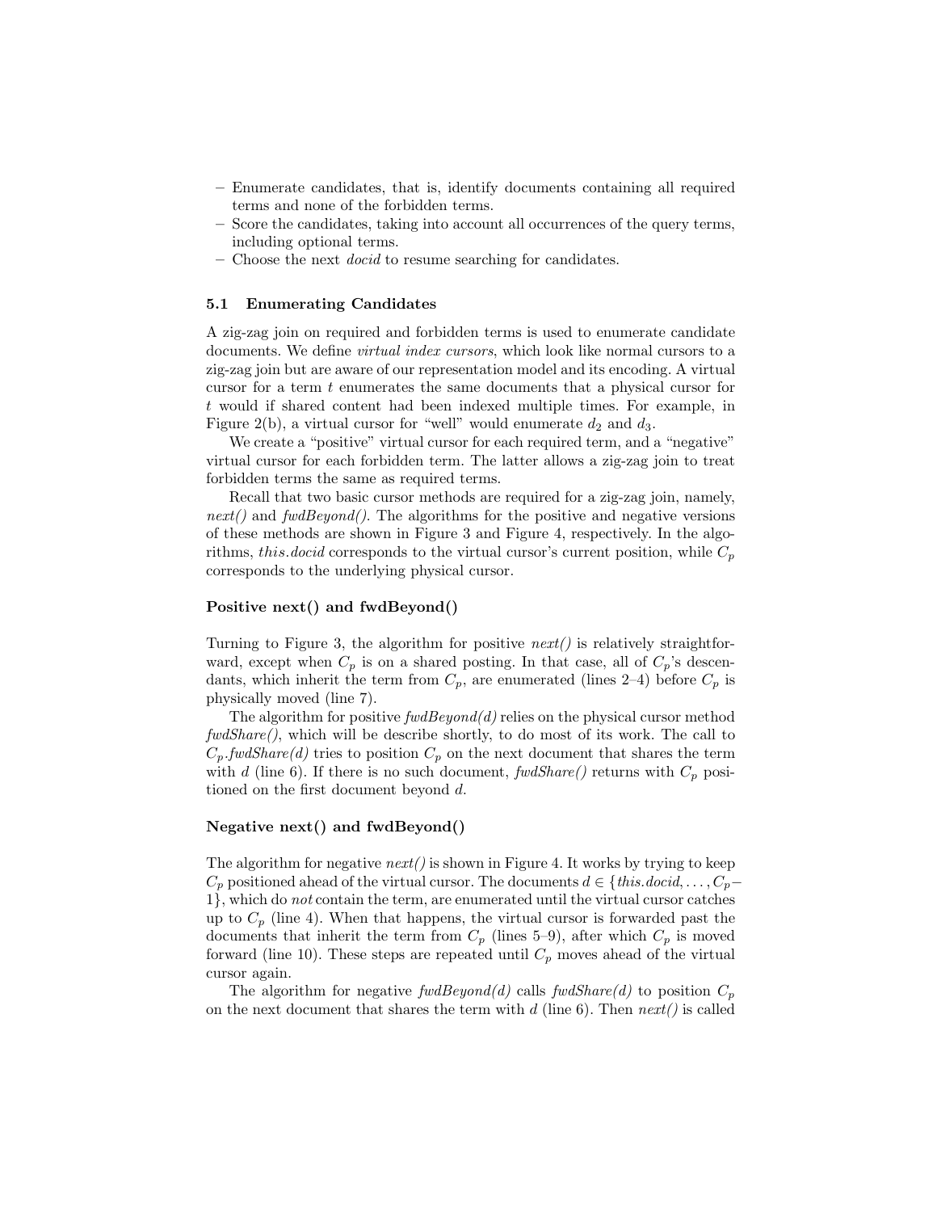- Enumerate candidates, that is, identify documents containing all required terms and none of the forbidden terms.
- Score the candidates, taking into account all occurrences of the query terms, including optional terms.
- Choose the next *docid* to resume searching for candidates.

### 5.1 Enumerating Candidates

A zig-zag join on required and forbidden terms is used to enumerate candidate documents. We define *virtual index cursors*, which look like normal cursors to a zig-zag join but are aware of our representation model and its encoding. A virtual cursor for a term $t$ enumerates the same documents that a physical cursor for $t$ would if shared content had been indexed multiple times. For example, in Figure 2(b), a virtual cursor for "well" would enumerate $d_2$ and $d_3$.

We create a "positive" virtual cursor for each required term, and a "negative" virtual cursor for each forbidden term. The latter allows a zig-zag join to treat forbidden terms the same as required terms.

Recall that two basic cursor methods are required for a zig-zag join, namely, *next()* and *fwdBeyond()*. The algorithms for the positive and negative versions of these methods are shown in Figure 3 and Figure 4, respectively. In the algorithms, *this.docid* corresponds to the virtual cursor's current position, while $C_p$ corresponds to the underlying physical cursor.

#### Positive next() and fwdBeyond()

Turning to Figure 3, the algorithm for positive *next()* is relatively straightforward, except when $C_p$ is on a shared posting. In that case, all of $C_p$'s descendants, which inherit the term from $C_p$, are enumerated (lines 2–4) before $C_p$ is physically moved (line 7).

The algorithm for positive *fwdBeyond(d)* relies on the physical cursor method *fwdShare()*, which will be describe shortly, to do most of its work. The call to $C_p$.*fwdShare(d)* tries to position $C_p$ on the next document that shares the term with $d$ (line 6). If there is no such document, *fwdShare()* returns with $C_p$ positioned on the first document beyond $d$.

#### Negative next() and fwdBeyond()

The algorithm for negative *next()* is shown in Figure 4. It works by trying to keep $C_p$ positioned ahead of the virtual cursor. The documents $d \in \{\textit{this.docid}, \ldots, C_p - 1\}$, which do *not* contain the term, are enumerated until the virtual cursor catches up to $C_p$ (line 4). When that happens, the virtual cursor is forwarded past the documents that inherit the term from $C_p$ (lines 5–9), after which $C_p$ is moved forward (line 10). These steps are repeated until $C_p$ moves ahead of the virtual cursor again.

The algorithm for negative *fwdBeyond(d)* calls *fwdShare(d)* to position $C_p$ on the next document that shares the term with $d$ (line 6). Then *next()* is called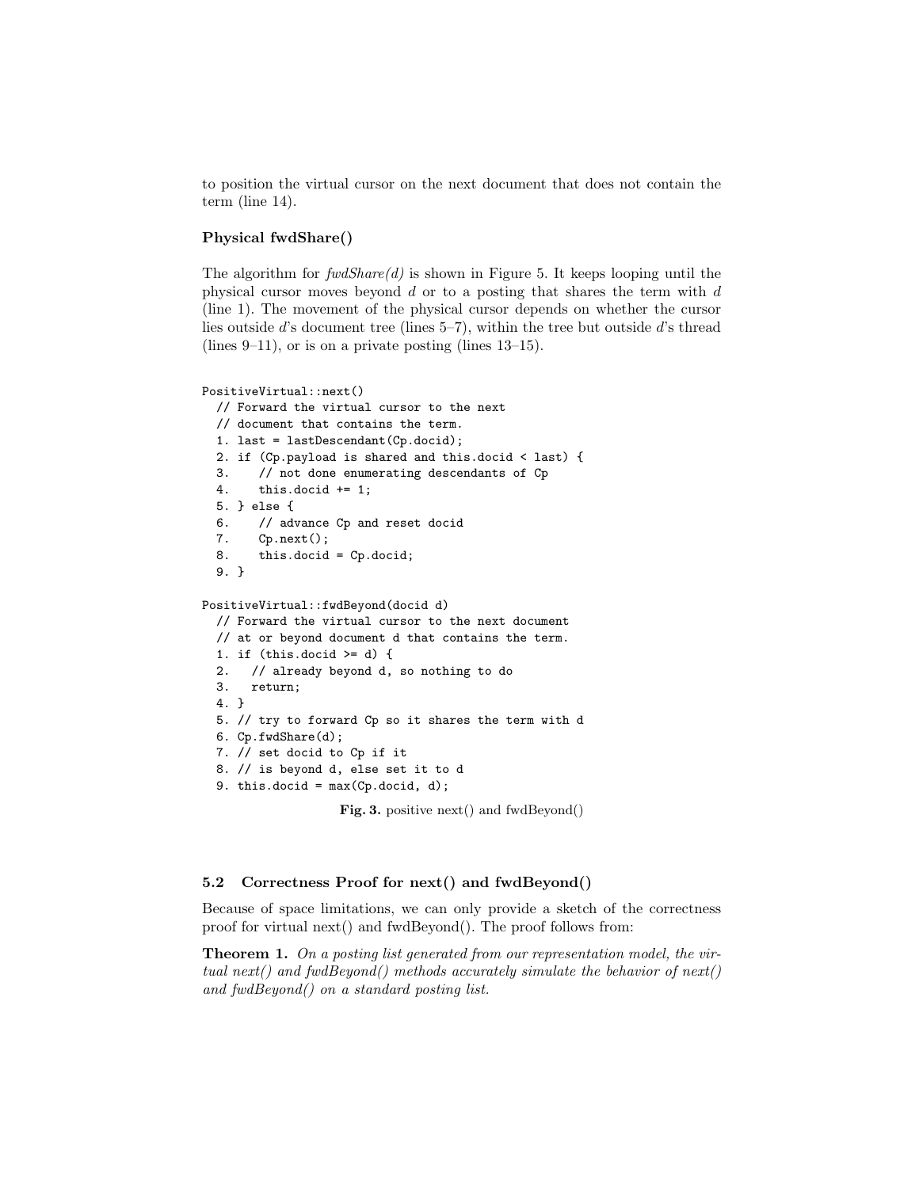to position the virtual cursor on the next document that does not contain the term (line 14).

### Physical fwdShare()

The algorithm for *fwdShare(d)* is shown in Figure 5. It keeps looping until the physical cursor moves beyond $d$ or to a posting that shares the term with $d$ (line 1). The movement of the physical cursor depends on whether the cursor lies outside $d$'s document tree (lines 5–7), within the tree but outside $d$'s thread (lines 9–11), or is on a private posting (lines 13–15).

```
PositiveVirtual::next()
  // Forward the virtual cursor to the next
  // document that contains the term.
  1. last = lastDescendant(Cp.docid);
  2. if (Cp.payload is shared and this.docid < last) {
  3.    // not done enumerating descendants of Cp
  4.    this.docid += 1;
  5. } else {
  6.    // advance Cp and reset docid
  7.    Cp.next();
  8.    this.docid = Cp.docid;
  9. }

PositiveVirtual::fwdBeyond(docid d)
  // Forward the virtual cursor to the next document
  // at or beyond document d that contains the term.
  1. if (this.docid >= d) {
  2.   // already beyond d, so nothing to do
  3.   return;
  4. }
  5. // try to forward Cp so it shares the term with d
  6. Cp.fwdShare(d);
  7. // set docid to Cp if it
  8. // is beyond d, else set it to d
  9. this.docid = max(Cp.docid, d);
```

**Fig. 3.** positive next() and fwdBeyond()

### 5.2 Correctness Proof for next() and fwdBeyond()

Because of space limitations, we can only provide a sketch of the correctness proof for virtual next() and fwdBeyond(). The proof follows from:

**Theorem 1.** *On a posting list generated from our representation model, the virtual next() and fwdBeyond() methods accurately simulate the behavior of next() and fwdBeyond() on a standard posting list.*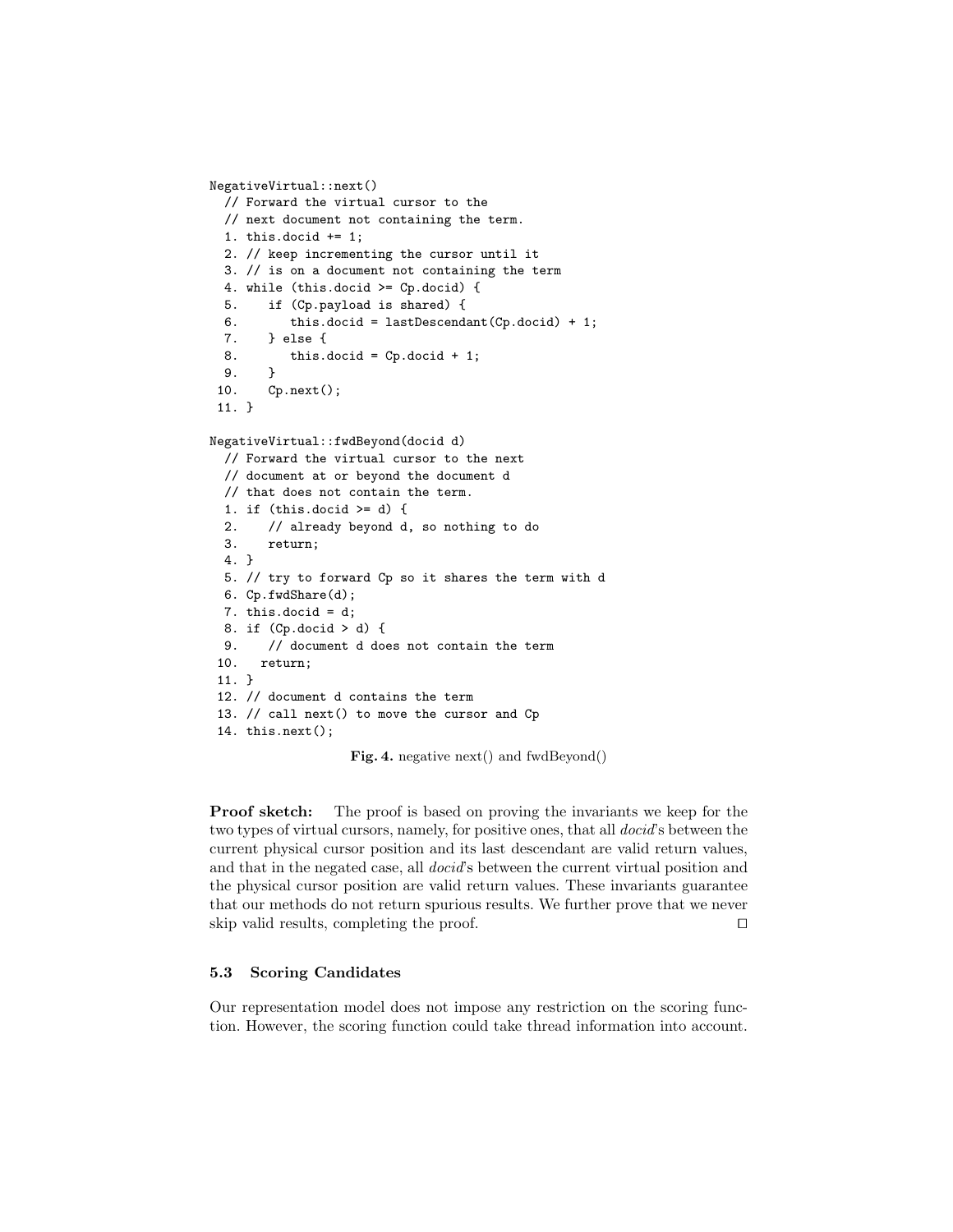```
NegativeVirtual::next()
  // Forward the virtual cursor to the
  // next document not containing the term.
  1. this.docid += 1;
  2. // keep incrementing the cursor until it
  3. // is on a document not containing the term
  4. while (this.docid >= Cp.docid) {
  5.    if (Cp.payload is shared) {
  6.       this.docid = lastDescendant(Cp.docid) + 1;
  7.    } else {
  8.       this.docid = Cp.docid + 1;
  9.    }
 10.    Cp.next();
 11. }

NegativeVirtual::fwdBeyond(docid d)
  // Forward the virtual cursor to the next
  // document at or beyond the document d
  // that does not contain the term.
  1. if (this.docid >= d) {
  2.    // already beyond d, so nothing to do
  3.    return;
  4. }
  5. // try to forward Cp so it shares the term with d
  6. Cp.fwdShare(d);
  7. this.docid = d;
  8. if (Cp.docid > d) {
  9.    // document d does not contain the term
 10.   return;
 11. }
 12. // document d contains the term
 13. // call next() to move the cursor and Cp
 14. this.next();
```

**Fig. 4.** negative next() and fwdBeyond()

**Proof sketch:** The proof is based on proving the invariants we keep for the two types of virtual cursors, namely, for positive ones, that all *docid*'s between the current physical cursor position and its last descendant are valid return values, and that in the negated case, all *docid*'s between the current virtual position and the physical cursor position are valid return values. These invariants guarantee that our methods do not return spurious results. We further prove that we never skip valid results, completing the proof. □

### 5.3 Scoring Candidates

Our representation model does not impose any restriction on the scoring function. However, the scoring function could take thread information into account.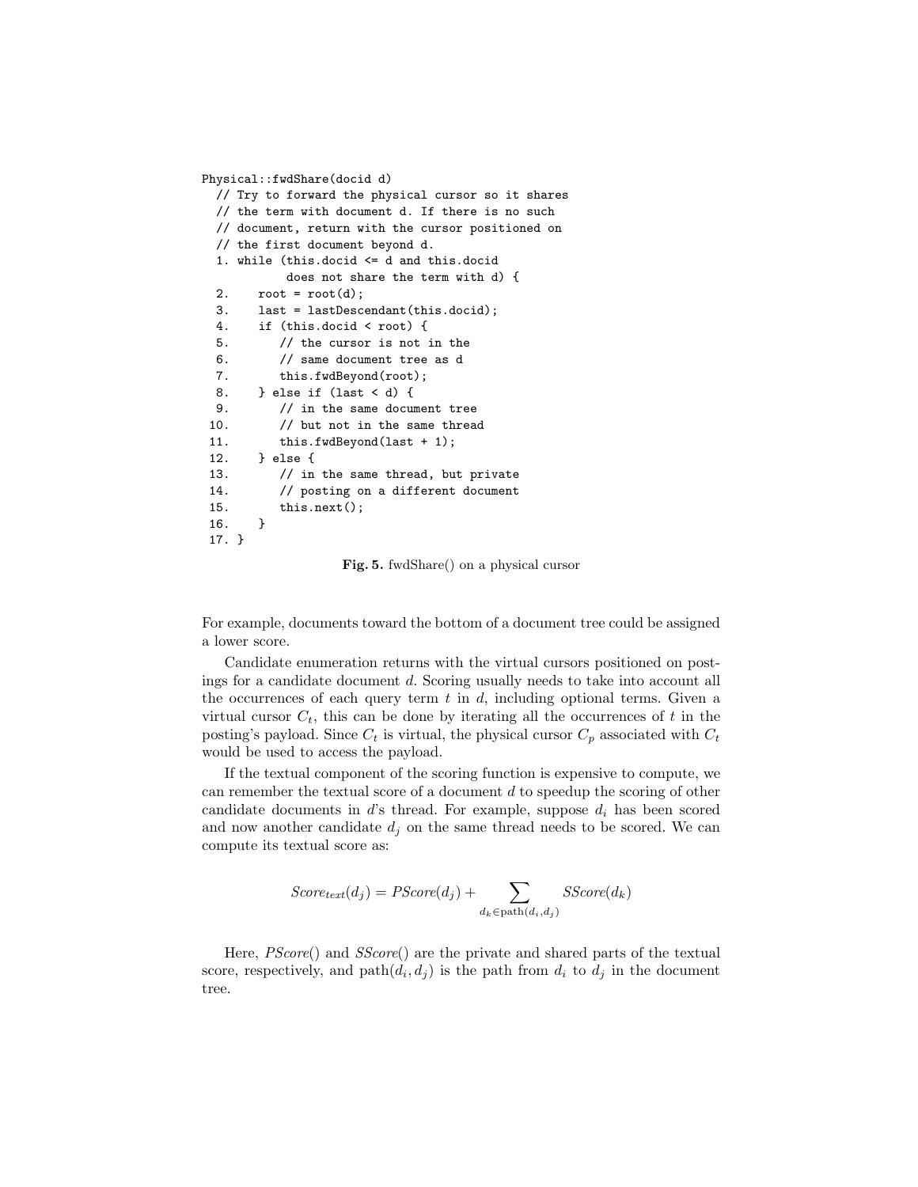```
Physical::fwdShare(docid d)
  // Try to forward the physical cursor so it shares
  // the term with document d. If there is no such
  // document, return with the cursor positioned on
  // the first document beyond d.
  1. while (this.docid <= d and this.docid
             does not share the term with d) {
   2.    root = root(d);
   3.    last = lastDescendant(this.docid);
   4.    if (this.docid < root) {
   5.       // the cursor is not in the
   6.       // same document tree as d
   7.       this.fwdBeyond(root);
   8.    } else if (last < d) {
   9.       // in the same document tree
  10.       // but not in the same thread
  11.       this.fwdBeyond(last + 1);
  12.    } else {
  13.       // in the same thread, but private
  14.       // posting on a different document
  15.       this.next();
  16.    }
  17. }
```

**Fig. 5.** fwdShare() on a physical cursor

For example, documents toward the bottom of a document tree could be assigned a lower score.

Candidate enumeration returns with the virtual cursors positioned on postings for a candidate document $d$. Scoring usually needs to take into account all the occurrences of each query term $t$ in $d$, including optional terms. Given a virtual cursor $C_t$, this can be done by iterating all the occurrences of $t$ in the posting's payload. Since $C_t$ is virtual, the physical cursor $C_p$ associated with $C_t$ would be used to access the payload.

If the textual component of the scoring function is expensive to compute, we can remember the textual score of a document $d$ to speedup the scoring of other candidate documents in $d$'s thread. For example, suppose $d_i$ has been scored and now another candidate $d_j$ on the same thread needs to be scored. We can compute its textual score as:

$$Score_{text}(d_j) = PScore(d_j) + \sum_{d_k \in \text{path}(d_i, d_j)} SScore(d_k)$$

Here, $PScore()$ and $SScore()$ are the private and shared parts of the textual score, respectively, and $\text{path}(d_i, d_j)$ is the path from $d_i$ to $d_j$ in the document tree.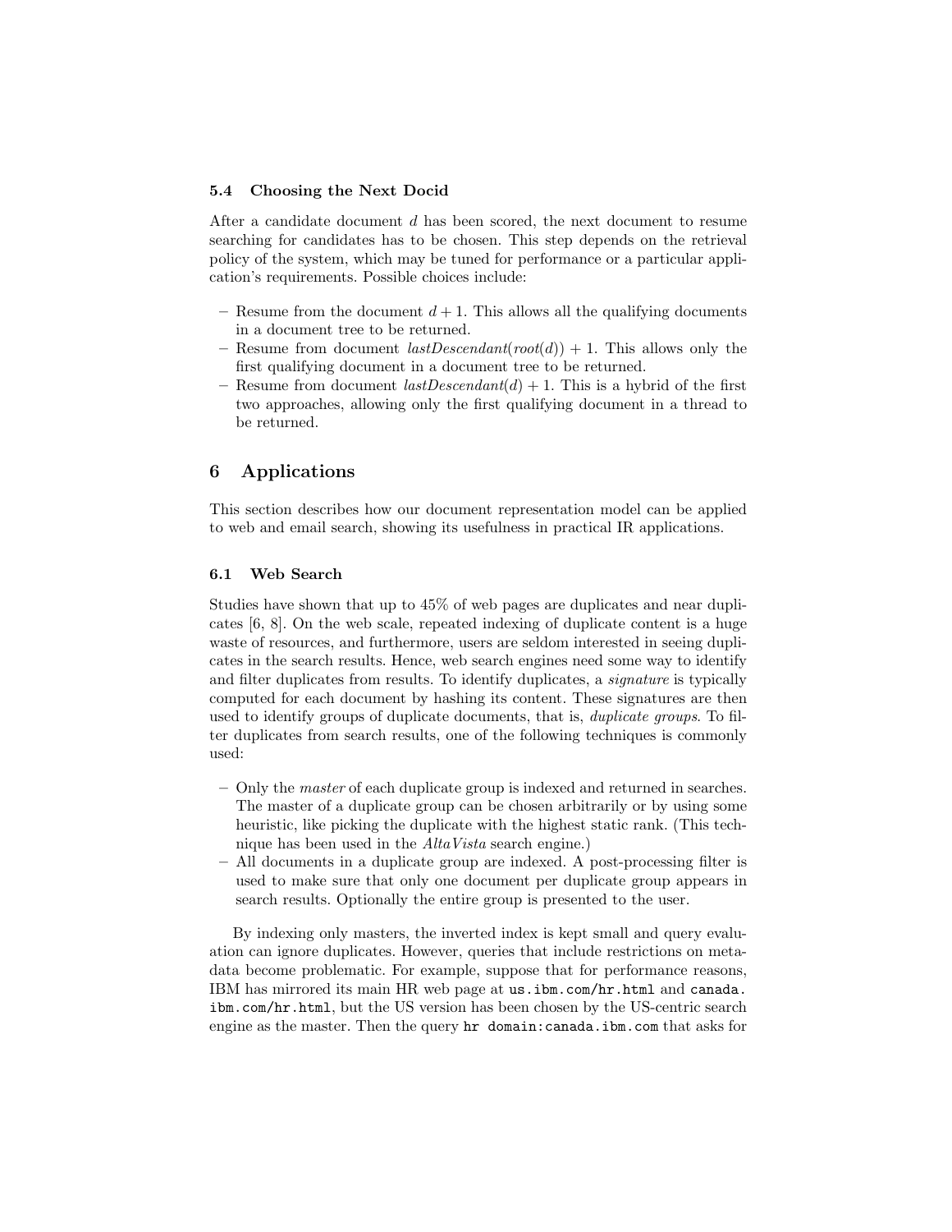### 5.4 Choosing the Next Docid

After a candidate document $d$ has been scored, the next document to resume searching for candidates has to be chosen. This step depends on the retrieval policy of the system, which may be tuned for performance or a particular application's requirements. Possible choices include:

- Resume from the document $d + 1$. This allows all the qualifying documents in a document tree to be returned.
- Resume from document $lastDescendant(root(d)) + 1$. This allows only the first qualifying document in a document tree to be returned.
- Resume from document $lastDescendant(d) + 1$. This is a hybrid of the first two approaches, allowing only the first qualifying document in a thread to be returned.

## 6 Applications

This section describes how our document representation model can be applied to web and email search, showing its usefulness in practical IR applications.

### 6.1 Web Search

Studies have shown that up to 45% of web pages are duplicates and near duplicates [6, 8]. On the web scale, repeated indexing of duplicate content is a huge waste of resources, and furthermore, users are seldom interested in seeing duplicates in the search results. Hence, web search engines need some way to identify and filter duplicates from results. To identify duplicates, a *signature* is typically computed for each document by hashing its content. These signatures are then used to identify groups of duplicate documents, that is, *duplicate groups*. To filter duplicates from search results, one of the following techniques is commonly used:

- Only the *master* of each duplicate group is indexed and returned in searches. The master of a duplicate group can be chosen arbitrarily or by using some heuristic, like picking the duplicate with the highest static rank. (This technique has been used in the *AltaVista* search engine.)
- All documents in a duplicate group are indexed. A post-processing filter is used to make sure that only one document per duplicate group appears in search results. Optionally the entire group is presented to the user.

By indexing only masters, the inverted index is kept small and query evaluation can ignore duplicates. However, queries that include restrictions on metadata become problematic. For example, suppose that for performance reasons, IBM has mirrored its main HR web page at `us.ibm.com/hr.html` and `canada.ibm.com/hr.html`, but the US version has been chosen by the US-centric search engine as the master. Then the query `hr domain:canada.ibm.com` that asks for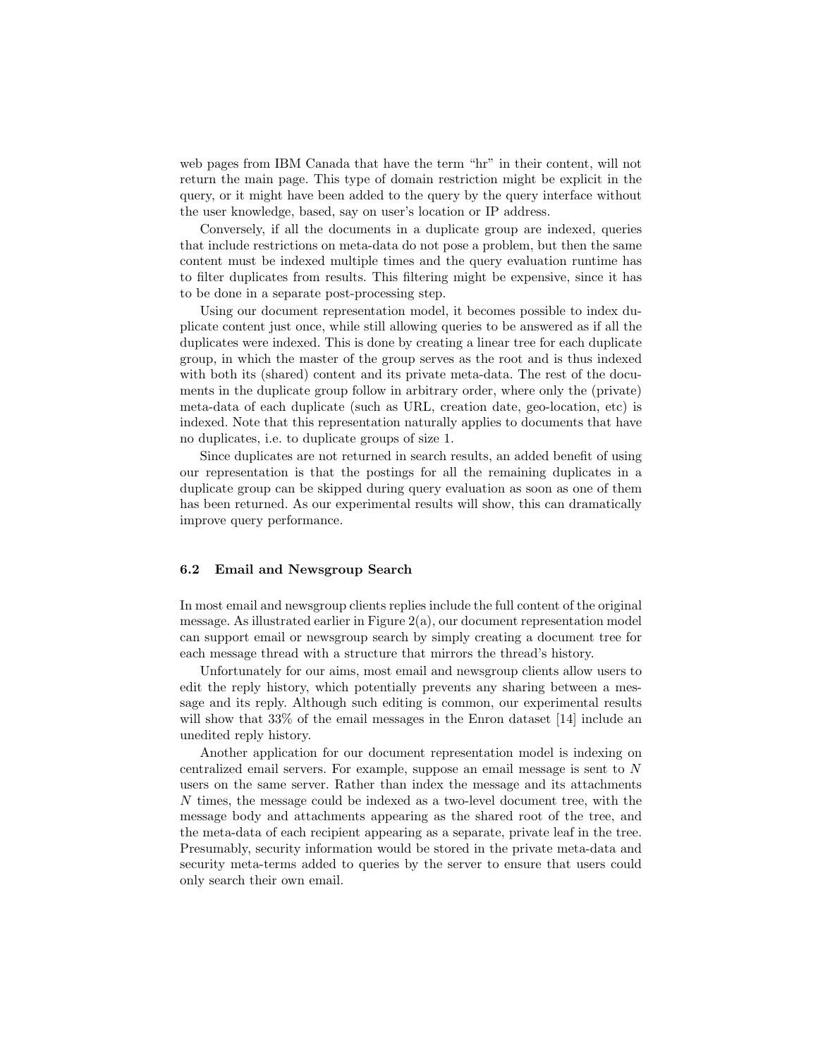web pages from IBM Canada that have the term “hr” in their content, will not return the main page. This type of domain restriction might be explicit in the query, or it might have been added to the query by the query interface without the user knowledge, based, say on user’s location or IP address.

Conversely, if all the documents in a duplicate group are indexed, queries that include restrictions on meta-data do not pose a problem, but then the same content must be indexed multiple times and the query evaluation runtime has to filter duplicates from results. This filtering might be expensive, since it has to be done in a separate post-processing step.

Using our document representation model, it becomes possible to index duplicate content just once, while still allowing queries to be answered as if all the duplicates were indexed. This is done by creating a linear tree for each duplicate group, in which the master of the group serves as the root and is thus indexed with both its (shared) content and its private meta-data. The rest of the documents in the duplicate group follow in arbitrary order, where only the (private) meta-data of each duplicate (such as URL, creation date, geo-location, etc) is indexed. Note that this representation naturally applies to documents that have no duplicates, i.e. to duplicate groups of size 1.

Since duplicates are not returned in search results, an added benefit of using our representation is that the postings for all the remaining duplicates in a duplicate group can be skipped during query evaluation as soon as one of them has been returned. As our experimental results will show, this can dramatically improve query performance.

### 6.2 Email and Newsgroup Search

In most email and newsgroup clients replies include the full content of the original message. As illustrated earlier in Figure 2(a), our document representation model can support email or newsgroup search by simply creating a document tree for each message thread with a structure that mirrors the thread’s history.

Unfortunately for our aims, most email and newsgroup clients allow users to edit the reply history, which potentially prevents any sharing between a message and its reply. Although such editing is common, our experimental results will show that 33% of the email messages in the Enron dataset [14] include an unedited reply history.

Another application for our document representation model is indexing on centralized email servers. For example, suppose an email message is sent to $N$ users on the same server. Rather than index the message and its attachments $N$ times, the message could be indexed as a two-level document tree, with the message body and attachments appearing as the shared root of the tree, and the meta-data of each recipient appearing as a separate, private leaf in the tree. Presumably, security information would be stored in the private meta-data and security meta-terms added to queries by the server to ensure that users could only search their own email.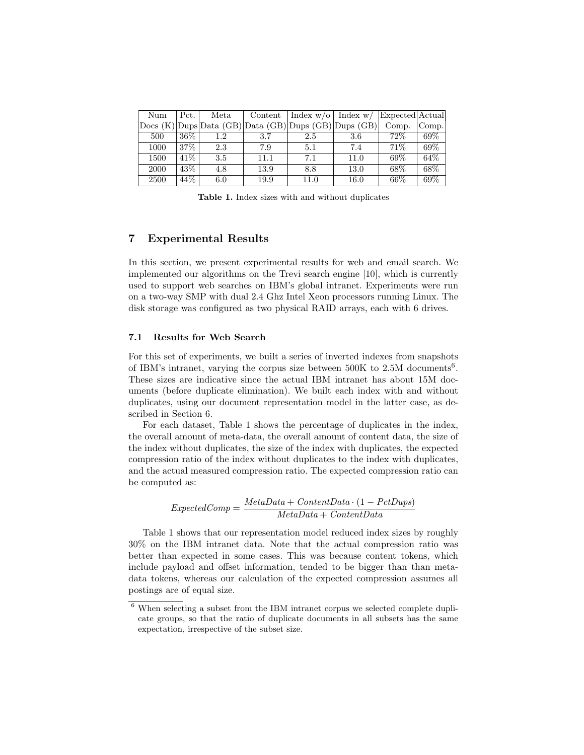| Num Docs (K) | Pct. Dups | Meta Data (GB) | Content Data (GB) | Index w/o Dups (GB) | Index w/ Dups (GB) | Expected Comp. | Actual Comp. |
|---|---|---|---|---|---|---|---|
| 500 | 36% | 1.2 | 3.7 | 2.5 | 3.6 | 72% | 69% |
| 1000 | 37% | 2.3 | 7.9 | 5.1 | 7.4 | 71% | 69% |
| 1500 | 41% | 3.5 | 11.1 | 7.1 | 11.0 | 69% | 64% |
| 2000 | 43% | 4.8 | 13.9 | 8.8 | 13.0 | 68% | 68% |
| 2500 | 44% | 6.0 | 19.9 | 11.0 | 16.0 | 66% | 69% |

**Table 1.** Index sizes with and without duplicates

## 7 Experimental Results

In this section, we present experimental results for web and email search. We implemented our algorithms on the Trevi search engine [10], which is currently used to support web searches on IBM's global intranet. Experiments were run on a two-way SMP with dual 2.4 Ghz Intel Xeon processors running Linux. The disk storage was configured as two physical RAID arrays, each with 6 drives.

### 7.1 Results for Web Search

For this set of experiments, we built a series of inverted indexes from snapshots of IBM's intranet, varying the corpus size between 500K to 2.5M documents[6]. These sizes are indicative since the actual IBM intranet has about 15M documents (before duplicate elimination). We built each index with and without duplicates, using our document representation model in the latter case, as described in Section 6.

For each dataset, Table 1 shows the percentage of duplicates in the index, the overall amount of meta-data, the overall amount of content data, the size of the index without duplicates, the size of the index with duplicates, the expected compression ratio of the index without duplicates to the index with duplicates, and the actual measured compression ratio. The expected compression ratio can be computed as:

$$ExpectedComp = \frac{MetaData + ContentData \cdot (1 - PctDups)}{MetaData + ContentData}$$

Table 1 shows that our representation model reduced index sizes by roughly 30% on the IBM intranet data. Note that the actual compression ratio was better than expected in some cases. This was because content tokens, which include payload and offset information, tended to be bigger than than meta-data tokens, whereas our calculation of the expected compression assumes all postings are of equal size.

[6] When selecting a subset from the IBM intranet corpus we selected complete duplicate groups, so that the ratio of duplicate documents in all subsets has the same expectation, irrespective of the subset size.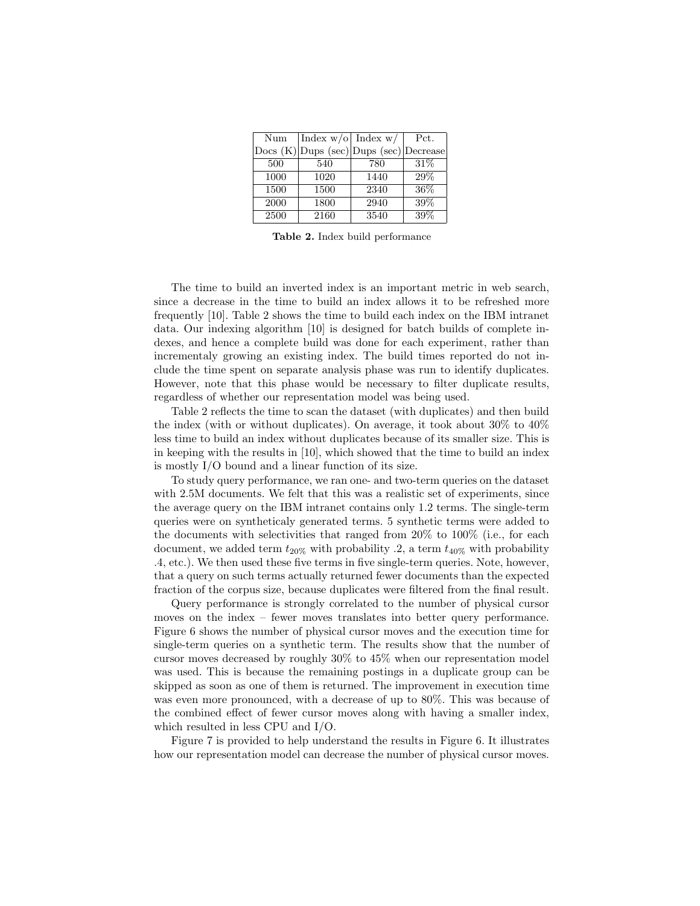| Num Docs (K) | Index w/o Dups (sec) | Index w/ Dups (sec) | Pct. Decrease |
|---|---|---|---|
| 500 | 540 | 780 | 31% |
| 1000 | 1020 | 1440 | 29% |
| 1500 | 1500 | 2340 | 36% |
| 2000 | 1800 | 2940 | 39% |
| 2500 | 2160 | 3540 | 39% |

**Table 2.** Index build performance

The time to build an inverted index is an important metric in web search, since a decrease in the time to build an index allows it to be refreshed more frequently [10]. Table 2 shows the time to build each index on the IBM intranet data. Our indexing algorithm [10] is designed for batch builds of complete indexes, and hence a complete build was done for each experiment, rather than incrementaly growing an existing index. The build times reported do not include the time spent on separate analysis phase was run to identify duplicates. However, note that this phase would be necessary to filter duplicate results, regardless of whether our representation model was being used.

Table 2 reflects the time to scan the dataset (with duplicates) and then build the index (with or without duplicates). On average, it took about 30% to 40% less time to build an index without duplicates because of its smaller size. This is in keeping with the results in [10], which showed that the time to build an index is mostly I/O bound and a linear function of its size.

To study query performance, we ran one- and two-term queries on the dataset with 2.5M documents. We felt that this was a realistic set of experiments, since the average query on the IBM intranet contains only 1.2 terms. The single-term queries were on syntheticaly generated terms. 5 synthetic terms were added to the documents with selectivities that ranged from 20% to 100% (i.e., for each document, we added term $t_{20\%}$ with probability .2, a term $t_{40\%}$ with probability .4, etc.). We then used these five terms in five single-term queries. Note, however, that a query on such terms actually returned fewer documents than the expected fraction of the corpus size, because duplicates were filtered from the final result.

Query performance is strongly correlated to the number of physical cursor moves on the index – fewer moves translates into better query performance. Figure 6 shows the number of physical cursor moves and the execution time for single-term queries on a synthetic term. The results show that the number of cursor moves decreased by roughly 30% to 45% when our representation model was used. This is because the remaining postings in a duplicate group can be skipped as soon as one of them is returned. The improvement in execution time was even more pronounced, with a decrease of up to 80%. This was because of the combined effect of fewer cursor moves along with having a smaller index, which resulted in less CPU and I/O.

Figure 7 is provided to help understand the results in Figure 6. It illustrates how our representation model can decrease the number of physical cursor moves.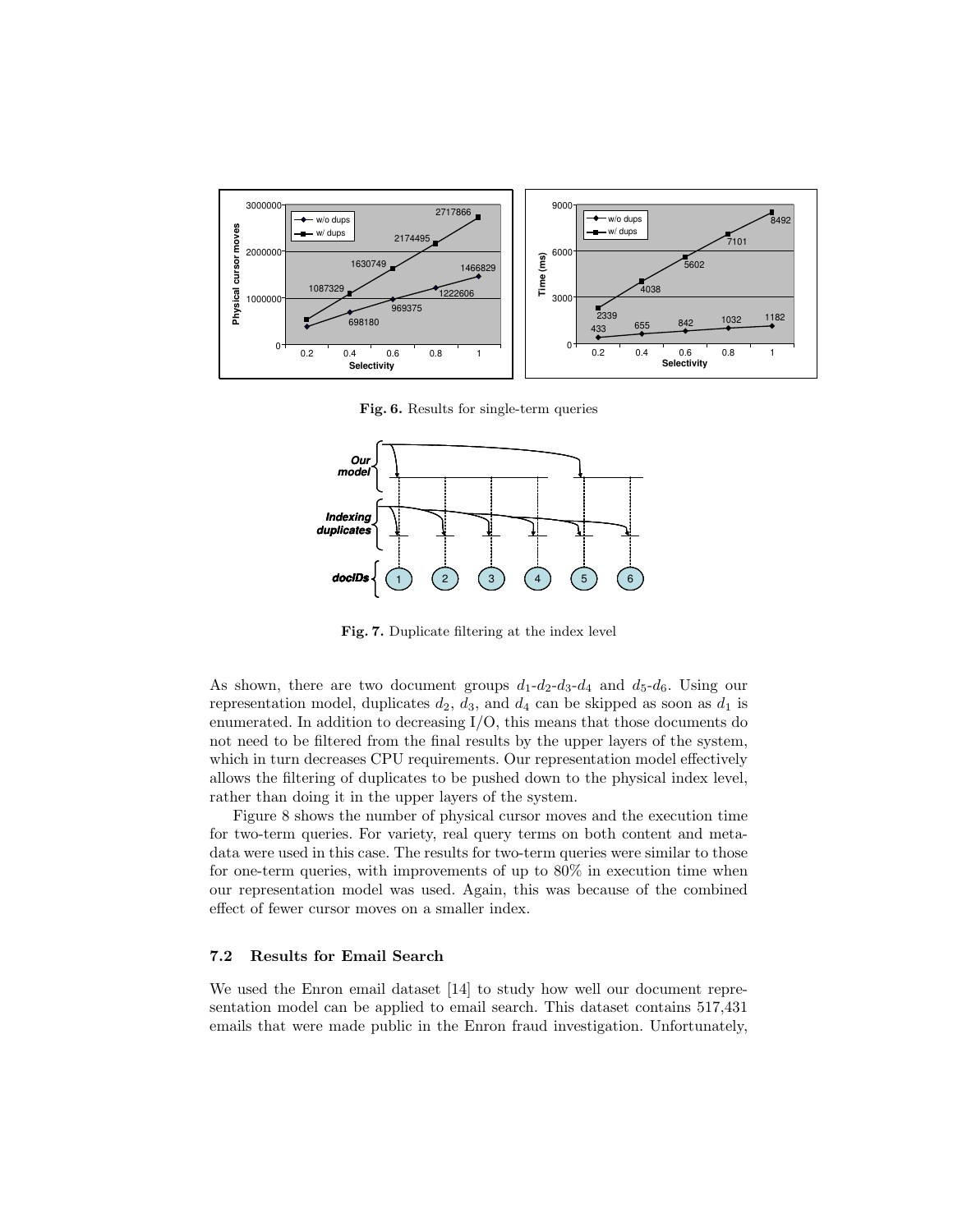**Fig. 6.** Results for single-term queries

**Fig. 7.** Duplicate filtering at the index level

As shown, there are two document groups $d_1$-$d_2$-$d_3$-$d_4$ and $d_5$-$d_6$. Using our representation model, duplicates $d_2$, $d_3$, and $d_4$ can be skipped as soon as $d_1$ is enumerated. In addition to decreasing I/O, this means that those documents do not need to be filtered from the final results by the upper layers of the system, which in turn decreases CPU requirements. Our representation model effectively allows the filtering of duplicates to be pushed down to the physical index level, rather than doing it in the upper layers of the system.

Figure 8 shows the number of physical cursor moves and the execution time for two-term queries. For variety, real query terms on both content and metadata were used in this case. The results for two-term queries were similar to those for one-term queries, with improvements of up to 80% in execution time when our representation model was used. Again, this was because of the combined effect of fewer cursor moves on a smaller index.

### 7.2 Results for Email Search

We used the Enron email dataset [14] to study how well our document representation model can be applied to email search. This dataset contains 517,431 emails that were made public in the Enron fraud investigation. Unfortunately,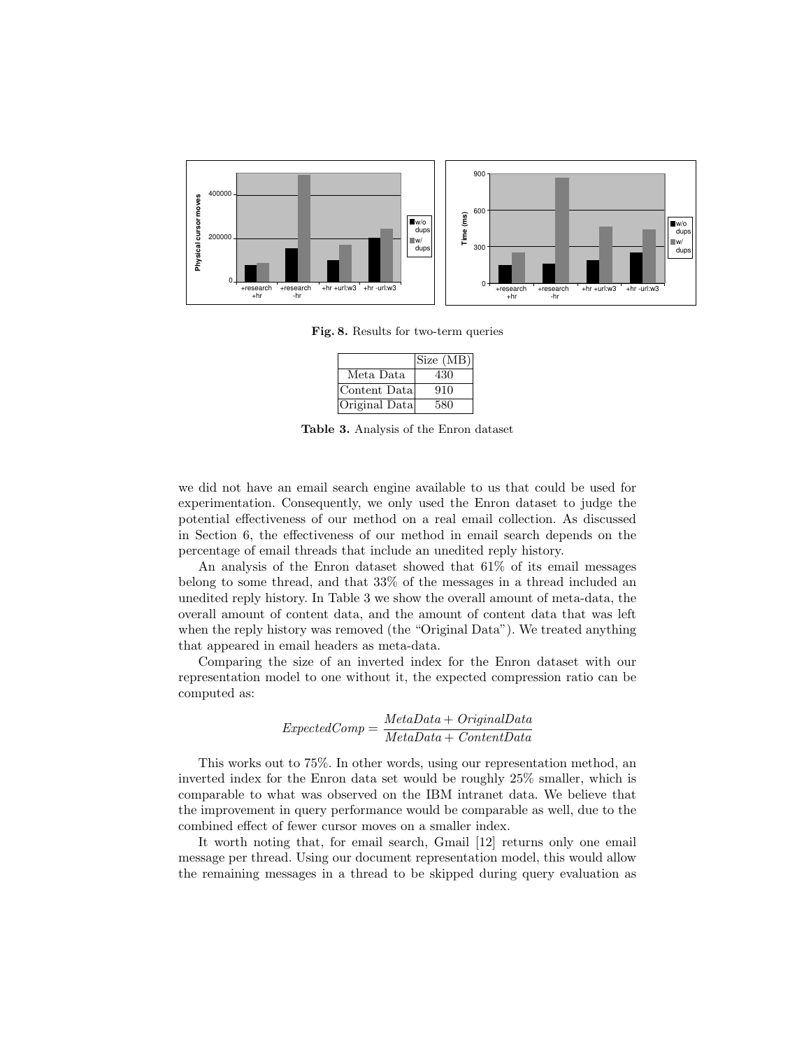**Fig. 8.** Results for two-term queries

| | Size (MB) |
|---|---|
| Meta Data | 430 |
| Content Data | 910 |
| Original Data | 580 |

**Table 3.** Analysis of the Enron dataset

we did not have an email search engine available to us that could be used for experimentation. Consequently, we only used the Enron dataset to judge the potential effectiveness of our method on a real email collection. As discussed in Section 6, the effectiveness of our method in email search depends on the percentage of email threads that include an unedited reply history.

An analysis of the Enron dataset showed that 61% of its email messages belong to some thread, and that 33% of the messages in a thread included an unedited reply history. In Table 3 we show the overall amount of meta-data, the overall amount of content data, and the amount of content data that was left when the reply history was removed (the "Original Data"). We treated anything that appeared in email headers as meta-data.

Comparing the size of an inverted index for the Enron dataset with our representation model to one without it, the expected compression ratio can be computed as:

$$ExpectedComp = \frac{MetaData + OriginalData}{MetaData + ContentData}$$

This works out to 75%. In other words, using our representation method, an inverted index for the Enron data set would be roughly 25% smaller, which is comparable to what was observed on the IBM intranet data. We believe that the improvement in query performance would be comparable as well, due to the combined effect of fewer cursor moves on a smaller index.

It worth noting that, for email search, Gmail [12] returns only one email message per thread. Using our document representation model, this would allow the remaining messages in a thread to be skipped during query evaluation as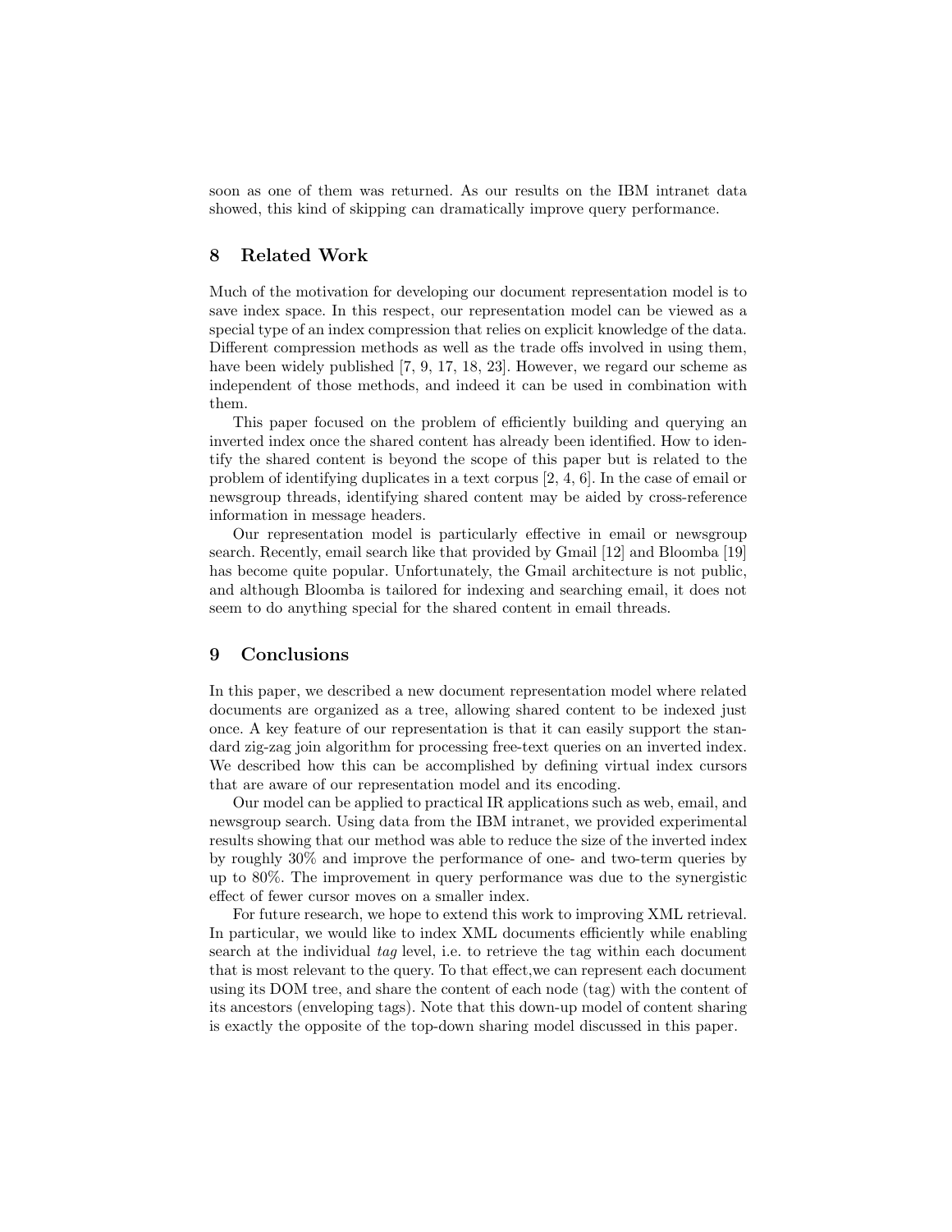soon as one of them was returned. As our results on the IBM intranet data showed, this kind of skipping can dramatically improve query performance.

## 8 Related Work

Much of the motivation for developing our document representation model is to save index space. In this respect, our representation model can be viewed as a special type of an index compression that relies on explicit knowledge of the data. Different compression methods as well as the trade offs involved in using them, have been widely published [7, 9, 17, 18, 23]. However, we regard our scheme as independent of those methods, and indeed it can be used in combination with them.

This paper focused on the problem of efficiently building and querying an inverted index once the shared content has already been identified. How to identify the shared content is beyond the scope of this paper but is related to the problem of identifying duplicates in a text corpus [2, 4, 6]. In the case of email or newsgroup threads, identifying shared content may be aided by cross-reference information in message headers.

Our representation model is particularly effective in email or newsgroup search. Recently, email search like that provided by Gmail [12] and Bloomba [19] has become quite popular. Unfortunately, the Gmail architecture is not public, and although Bloomba is tailored for indexing and searching email, it does not seem to do anything special for the shared content in email threads.

## 9 Conclusions

In this paper, we described a new document representation model where related documents are organized as a tree, allowing shared content to be indexed just once. A key feature of our representation is that it can easily support the standard zig-zag join algorithm for processing free-text queries on an inverted index. We described how this can be accomplished by defining virtual index cursors that are aware of our representation model and its encoding.

Our model can be applied to practical IR applications such as web, email, and newsgroup search. Using data from the IBM intranet, we provided experimental results showing that our method was able to reduce the size of the inverted index by roughly 30% and improve the performance of one- and two-term queries by up to 80%. The improvement in query performance was due to the synergistic effect of fewer cursor moves on a smaller index.

For future research, we hope to extend this work to improving XML retrieval. In particular, we would like to index XML documents efficiently while enabling search at the individual *tag* level, i.e. to retrieve the tag within each document that is most relevant to the query. To that effect,we can represent each document using its DOM tree, and share the content of each node (tag) with the content of its ancestors (enveloping tags). Note that this down-up model of content sharing is exactly the opposite of the top-down sharing model discussed in this paper.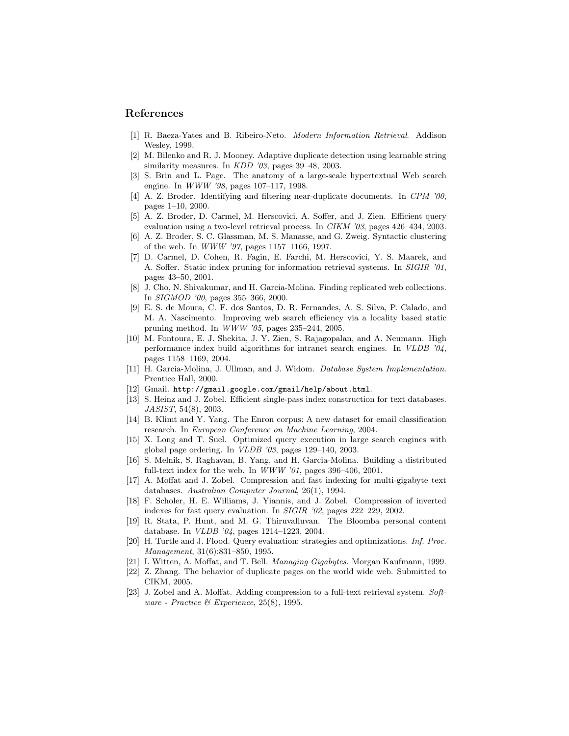## References

[1] R. Baeza-Yates and B. Ribeiro-Neto. *Modern Information Retrieval*. Addison Wesley, 1999.

[2] M. Bilenko and R. J. Mooney. Adaptive duplicate detection using learnable string similarity measures. In *KDD '03*, pages 39–48, 2003.

[3] S. Brin and L. Page. The anatomy of a large-scale hypertextual Web search engine. In *WWW '98*, pages 107–117, 1998.

[4] A. Z. Broder. Identifying and filtering near-duplicate documents. In *CPM '00*, pages 1–10, 2000.

[5] A. Z. Broder, D. Carmel, M. Herscovici, A. Soffer, and J. Zien. Efficient query evaluation using a two-level retrieval process. In *CIKM '03*, pages 426–434, 2003.

[6] A. Z. Broder, S. C. Glassman, M. S. Manasse, and G. Zweig. Syntactic clustering of the web. In *WWW '97*, pages 1157–1166, 1997.

[7] D. Carmel, D. Cohen, R. Fagin, E. Farchi, M. Herscovici, Y. S. Maarek, and A. Soffer. Static index pruning for information retrieval systems. In *SIGIR '01*, pages 43–50, 2001.

[8] J. Cho, N. Shivakumar, and H. Garcia-Molina. Finding replicated web collections. In *SIGMOD '00*, pages 355–366, 2000.

[9] E. S. de Moura, C. F. dos Santos, D. R. Fernandes, A. S. Silva, P. Calado, and M. A. Nascimento. Improving web search efficiency via a locality based static pruning method. In *WWW '05*, pages 235–244, 2005.

[10] M. Fontoura, E. J. Shekita, J. Y. Zien, S. Rajagopalan, and A. Neumann. High performance index build algorithms for intranet search engines. In *VLDB '04*, pages 1158–1169, 2004.

[11] H. Garcia-Molina, J. Ullman, and J. Widom. *Database System Implementation*. Prentice Hall, 2000.

[12] Gmail. `http://gmail.google.com/gmail/help/about.html`.

[13] S. Heinz and J. Zobel. Efficient single-pass index construction for text databases. *JASIST*, 54(8), 2003.

[14] B. Klimt and Y. Yang. The Enron corpus: A new dataset for email classification research. In *European Conference on Machine Learning*, 2004.

[15] X. Long and T. Suel. Optimized query execution in large search engines with global page ordering. In *VLDB '03*, pages 129–140, 2003.

[16] S. Melnik, S. Raghavan, B. Yang, and H. Garcia-Molina. Building a distributed full-text index for the web. In *WWW '01*, pages 396–406, 2001.

[17] A. Moffat and J. Zobel. Compression and fast indexing for multi-gigabyte text databases. *Australian Computer Journal*, 26(1), 1994.

[18] F. Scholer, H. E. Williams, J. Yiannis, and J. Zobel. Compression of inverted indexes for fast query evaluation. In *SIGIR '02*, pages 222–229, 2002.

[19] R. Stata, P. Hunt, and M. G. Thiruvalluvan. The Bloomba personal content database. In *VLDB '04*, pages 1214–1223, 2004.

[20] H. Turtle and J. Flood. Query evaluation: strategies and optimizations. *Inf. Proc. Management*, 31(6):831–850, 1995.

[21] I. Witten, A. Moffat, and T. Bell. *Managing Gigabytes*. Morgan Kaufmann, 1999.

[22] Z. Zhang. The behavior of duplicate pages on the world wide web. Submitted to CIKM, 2005.

[23] J. Zobel and A. Moffat. Adding compression to a full-text retrieval system. *Software - Practice & Experience*, 25(8), 1995.